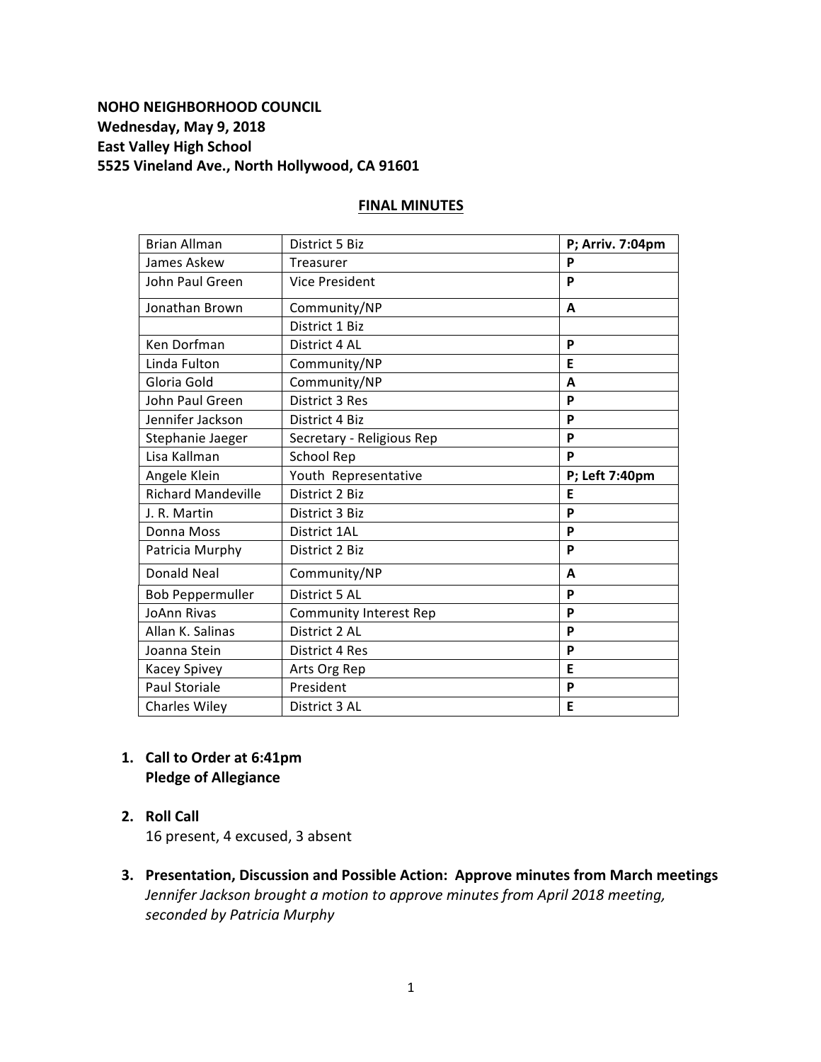**NOHO NEIGHBORHOOD COUNCIL**
**Wednesday, May 9, 2018**
**East Valley High School**
**5525 Vineland Ave., North Hollywood, CA 91601**

## FINAL MINUTES

| | | |
|---|---|---|
| Brian Allman | District 5 Biz | **P; Arriv. 7:04pm** |
| James Askew | Treasurer | **P** |
| John Paul Green | Vice President | **P** |
| Jonathan Brown | Community/NP | **A** |
| | District 1 Biz | |
| Ken Dorfman | District 4 AL | **P** |
| Linda Fulton | Community/NP | **E** |
| Gloria Gold | Community/NP | **A** |
| John Paul Green | District 3 Res | **P** |
| Jennifer Jackson | District 4 Biz | **P** |
| Stephanie Jaeger | Secretary - Religious Rep | **P** |
| Lisa Kallman | School Rep | **P** |
| Angele Klein | Youth Representative | **P; Left 7:40pm** |
| Richard Mandeville | District 2 Biz | **E** |
| J. R. Martin | District 3 Biz | **P** |
| Donna Moss | District 1AL | **P** |
| Patricia Murphy | District 2 Biz | **P** |
| Donald Neal | Community/NP | **A** |
| Bob Peppermuller | District 5 AL | **P** |
| JoAnn Rivas | Community Interest Rep | **P** |
| Allan K. Salinas | District 2 AL | **P** |
| Joanna Stein | District 4 Res | **P** |
| Kacey Spivey | Arts Org Rep | **E** |
| Paul Storiale | President | **P** |
| Charles Wiley | District 3 AL | **E** |

1. **Call to Order at 6:41pm**
   **Pledge of Allegiance**

2. **Roll Call**
   16 present, 4 excused, 3 absent

3. **Presentation, Discussion and Possible Action: Approve minutes from March meetings**
   *Jennifer Jackson brought a motion to approve minutes from April 2018 meeting, seconded by Patricia Murphy*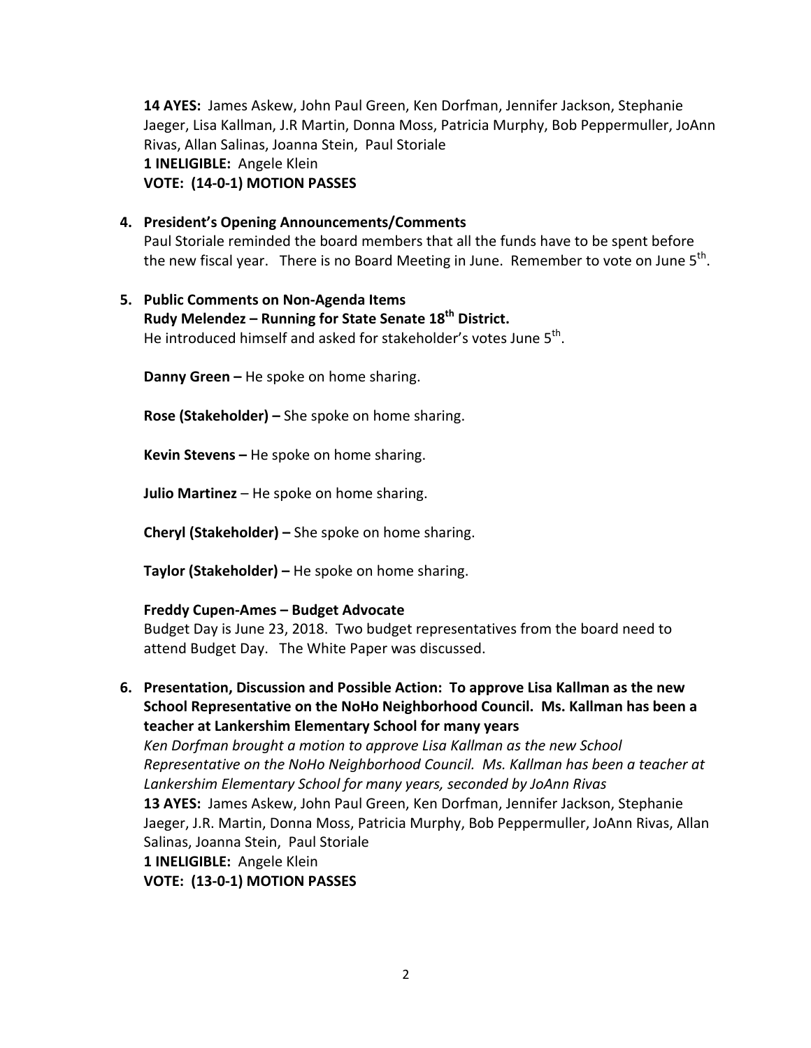**14 AYES:** James Askew, John Paul Green, Ken Dorfman, Jennifer Jackson, Stephanie Jaeger, Lisa Kallman, J.R Martin, Donna Moss, Patricia Murphy, Bob Peppermuller, JoAnn Rivas, Allan Salinas, Joanna Stein, Paul Storiale
**1 INELIGIBLE:** Angele Klein
**VOTE: (14-0-1) MOTION PASSES**

4. **President's Opening Announcements/Comments**
Paul Storiale reminded the board members that all the funds have to be spent before the new fiscal year. There is no Board Meeting in June. Remember to vote on June 5th.

5. **Public Comments on Non-Agenda Items**
**Rudy Melendez – Running for State Senate 18th District.**
He introduced himself and asked for stakeholder's votes June 5th.

**Danny Green –** He spoke on home sharing.

**Rose (Stakeholder) –** She spoke on home sharing.

**Kevin Stevens –** He spoke on home sharing.

**Julio Martinez** – He spoke on home sharing.

**Cheryl (Stakeholder) –** She spoke on home sharing.

**Taylor (Stakeholder) –** He spoke on home sharing.

**Freddy Cupen-Ames – Budget Advocate**
Budget Day is June 23, 2018. Two budget representatives from the board need to attend Budget Day. The White Paper was discussed.

6. **Presentation, Discussion and Possible Action: To approve Lisa Kallman as the new School Representative on the NoHo Neighborhood Council. Ms. Kallman has been a teacher at Lankershim Elementary School for many years**
*Ken Dorfman brought a motion to approve Lisa Kallman as the new School Representative on the NoHo Neighborhood Council. Ms. Kallman has been a teacher at Lankershim Elementary School for many years, seconded by JoAnn Rivas*
**13 AYES:** James Askew, John Paul Green, Ken Dorfman, Jennifer Jackson, Stephanie Jaeger, J.R. Martin, Donna Moss, Patricia Murphy, Bob Peppermuller, JoAnn Rivas, Allan Salinas, Joanna Stein, Paul Storiale
**1 INELIGIBLE:** Angele Klein
**VOTE: (13-0-1) MOTION PASSES**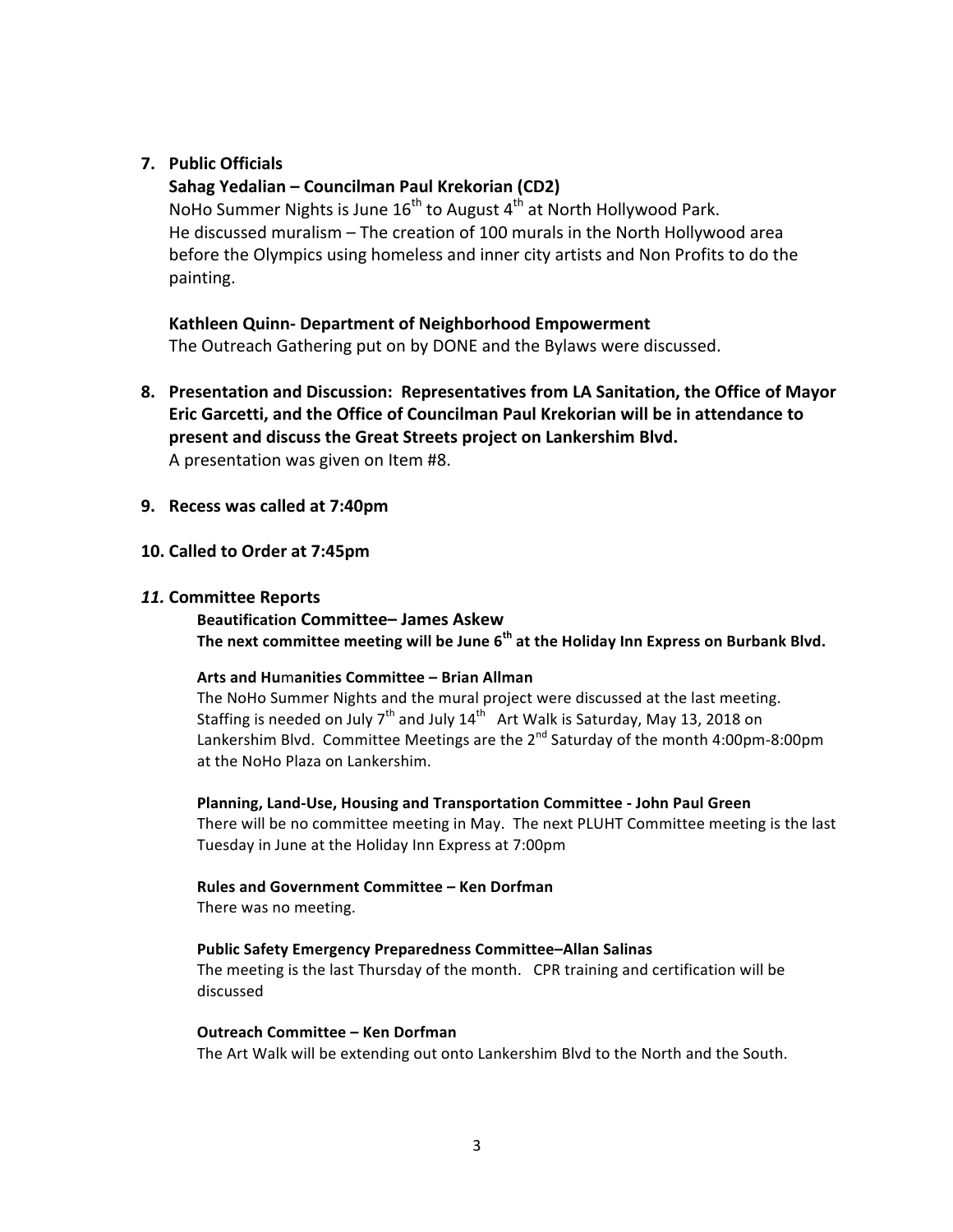**7. Public Officials**

**Sahag Yedalian – Councilman Paul Krekorian (CD2)**

NoHo Summer Nights is June 16th to August 4th at North Hollywood Park.
He discussed muralism – The creation of 100 murals in the North Hollywood area before the Olympics using homeless and inner city artists and Non Profits to do the painting.

**Kathleen Quinn- Department of Neighborhood Empowerment**

The Outreach Gathering put on by DONE and the Bylaws were discussed.

**8. Presentation and Discussion: Representatives from LA Sanitation, the Office of Mayor Eric Garcetti, and the Office of Councilman Paul Krekorian will be in attendance to present and discuss the Great Streets project on Lankershim Blvd.**

A presentation was given on Item #8.

**9. Recess was called at 7:40pm**

**10. Called to Order at 7:45pm**

***11.* Committee Reports**

**Beautification Committee– James Askew**

**The next committee meeting will be June 6th at the Holiday Inn Express on Burbank Blvd.**

**Arts and Humanities Committee – Brian Allman**

The NoHo Summer Nights and the mural project were discussed at the last meeting. Staffing is needed on July 7th and July 14th Art Walk is Saturday, May 13, 2018 on Lankershim Blvd. Committee Meetings are the 2nd Saturday of the month 4:00pm-8:00pm at the NoHo Plaza on Lankershim.

**Planning, Land-Use, Housing and Transportation Committee - John Paul Green**

There will be no committee meeting in May. The next PLUHT Committee meeting is the last Tuesday in June at the Holiday Inn Express at 7:00pm

**Rules and Government Committee – Ken Dorfman**

There was no meeting.

**Public Safety Emergency Preparedness Committee–Allan Salinas**

The meeting is the last Thursday of the month. CPR training and certification will be discussed

**Outreach Committee – Ken Dorfman**

The Art Walk will be extending out onto Lankershim Blvd to the North and the South.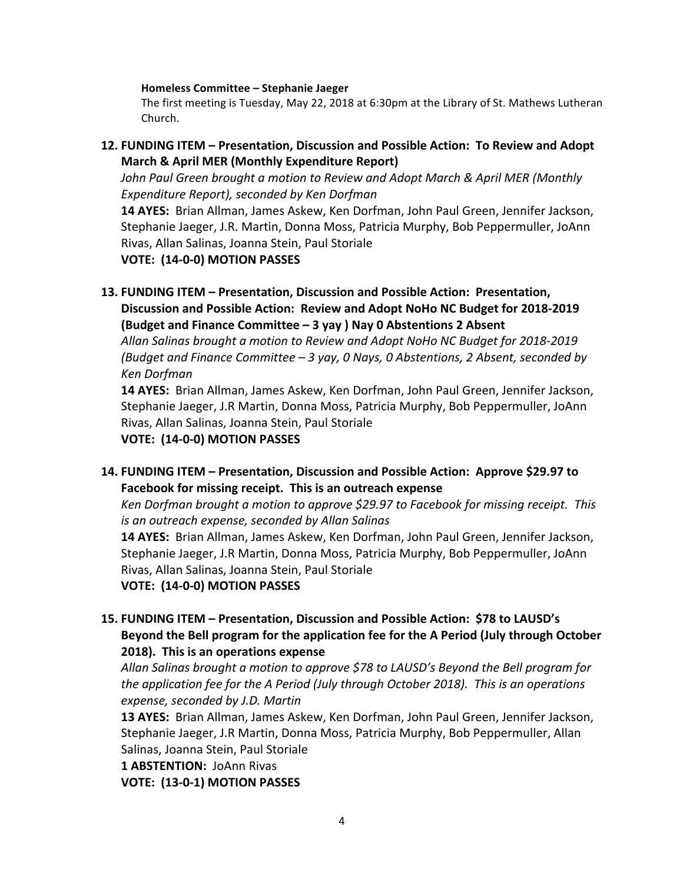**Homeless Committee – Stephanie Jaeger**

The first meeting is Tuesday, May 22, 2018 at 6:30pm at the Library of St. Mathews Lutheran Church.

**12. FUNDING ITEM – Presentation, Discussion and Possible Action: To Review and Adopt March & April MER (Monthly Expenditure Report)**

*John Paul Green brought a motion to Review and Adopt March & April MER (Monthly Expenditure Report), seconded by Ken Dorfman*

**14 AYES:** Brian Allman, James Askew, Ken Dorfman, John Paul Green, Jennifer Jackson, Stephanie Jaeger, J.R. Martin, Donna Moss, Patricia Murphy, Bob Peppermuller, JoAnn Rivas, Allan Salinas, Joanna Stein, Paul Storiale

**VOTE: (14-0-0) MOTION PASSES**

**13. FUNDING ITEM – Presentation, Discussion and Possible Action: Presentation, Discussion and Possible Action: Review and Adopt NoHo NC Budget for 2018-2019 (Budget and Finance Committee – 3 yay ) Nay 0 Abstentions 2 Absent**

*Allan Salinas brought a motion to Review and Adopt NoHo NC Budget for 2018-2019 (Budget and Finance Committee – 3 yay, 0 Nays, 0 Abstentions, 2 Absent, seconded by Ken Dorfman*

**14 AYES:** Brian Allman, James Askew, Ken Dorfman, John Paul Green, Jennifer Jackson, Stephanie Jaeger, J.R Martin, Donna Moss, Patricia Murphy, Bob Peppermuller, JoAnn Rivas, Allan Salinas, Joanna Stein, Paul Storiale

**VOTE: (14-0-0) MOTION PASSES**

**14. FUNDING ITEM – Presentation, Discussion and Possible Action: Approve $29.97 to Facebook for missing receipt. This is an outreach expense**

*Ken Dorfman brought a motion to approve $29.97 to Facebook for missing receipt. This is an outreach expense, seconded by Allan Salinas*

**14 AYES:** Brian Allman, James Askew, Ken Dorfman, John Paul Green, Jennifer Jackson, Stephanie Jaeger, J.R Martin, Donna Moss, Patricia Murphy, Bob Peppermuller, JoAnn Rivas, Allan Salinas, Joanna Stein, Paul Storiale

**VOTE: (14-0-0) MOTION PASSES**

**15. FUNDING ITEM – Presentation, Discussion and Possible Action: $78 to LAUSD's Beyond the Bell program for the application fee for the A Period (July through October 2018). This is an operations expense**

*Allan Salinas brought a motion to approve $78 to LAUSD's Beyond the Bell program for the application fee for the A Period (July through October 2018). This is an operations expense, seconded by J.D. Martin*

**13 AYES:** Brian Allman, James Askew, Ken Dorfman, John Paul Green, Jennifer Jackson, Stephanie Jaeger, J.R Martin, Donna Moss, Patricia Murphy, Bob Peppermuller, Allan Salinas, Joanna Stein, Paul Storiale

**1 ABSTENTION:** JoAnn Rivas

**VOTE: (13-0-1) MOTION PASSES**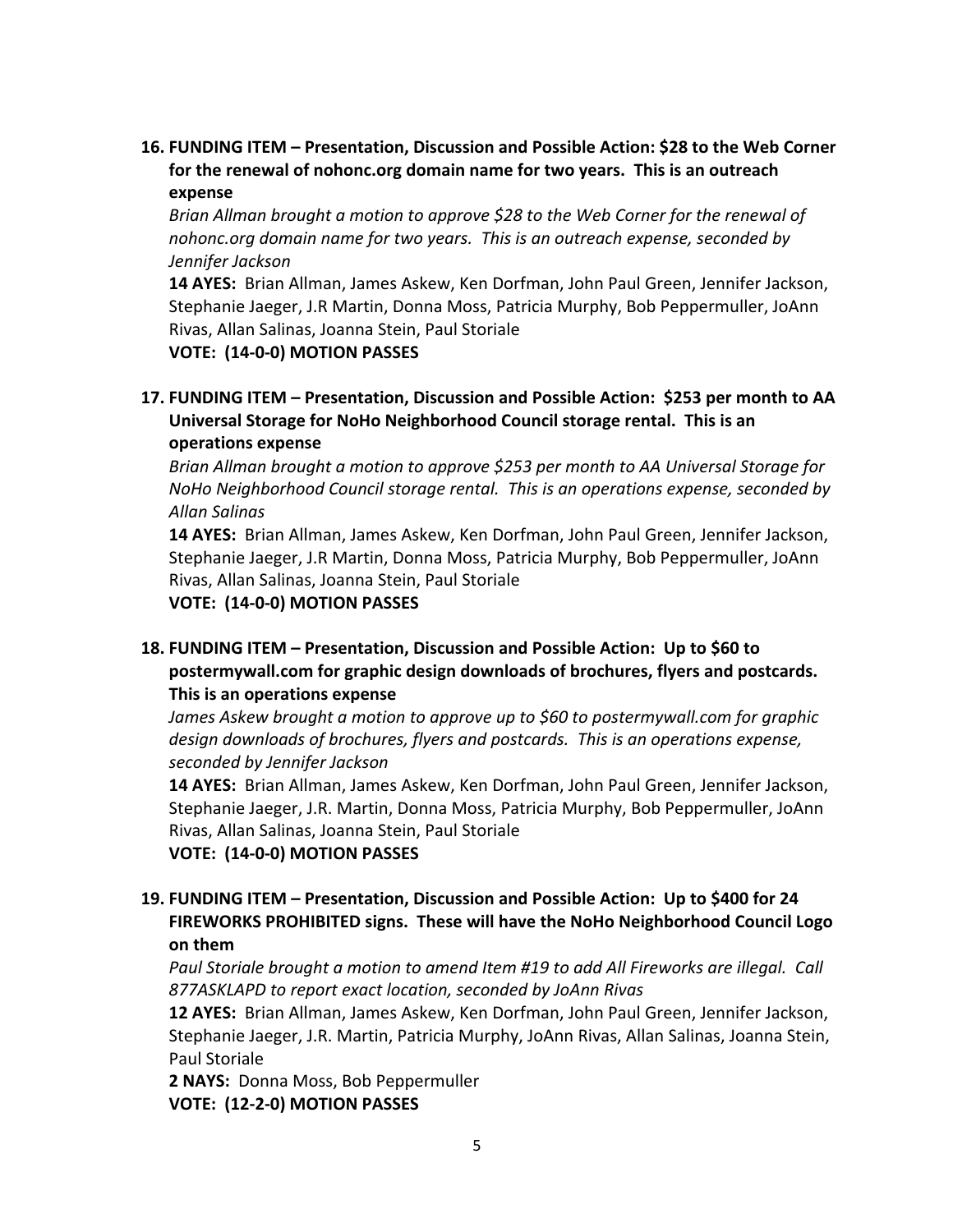**16. FUNDING ITEM – Presentation, Discussion and Possible Action: $28 to the Web Corner for the renewal of nohonc.org domain name for two years. This is an outreach expense**

*Brian Allman brought a motion to approve $28 to the Web Corner for the renewal of nohonc.org domain name for two years. This is an outreach expense, seconded by Jennifer Jackson*

**14 AYES:** Brian Allman, James Askew, Ken Dorfman, John Paul Green, Jennifer Jackson, Stephanie Jaeger, J.R Martin, Donna Moss, Patricia Murphy, Bob Peppermuller, JoAnn Rivas, Allan Salinas, Joanna Stein, Paul Storiale

**VOTE: (14-0-0) MOTION PASSES**

**17. FUNDING ITEM – Presentation, Discussion and Possible Action: $253 per month to AA Universal Storage for NoHo Neighborhood Council storage rental. This is an operations expense**

*Brian Allman brought a motion to approve $253 per month to AA Universal Storage for NoHo Neighborhood Council storage rental. This is an operations expense, seconded by Allan Salinas*

**14 AYES:** Brian Allman, James Askew, Ken Dorfman, John Paul Green, Jennifer Jackson, Stephanie Jaeger, J.R Martin, Donna Moss, Patricia Murphy, Bob Peppermuller, JoAnn Rivas, Allan Salinas, Joanna Stein, Paul Storiale

**VOTE: (14-0-0) MOTION PASSES**

**18. FUNDING ITEM – Presentation, Discussion and Possible Action: Up to $60 to postermywall.com for graphic design downloads of brochures, flyers and postcards. This is an operations expense**

*James Askew brought a motion to approve up to $60 to postermywall.com for graphic design downloads of brochures, flyers and postcards. This is an operations expense, seconded by Jennifer Jackson*

**14 AYES:** Brian Allman, James Askew, Ken Dorfman, John Paul Green, Jennifer Jackson, Stephanie Jaeger, J.R. Martin, Donna Moss, Patricia Murphy, Bob Peppermuller, JoAnn Rivas, Allan Salinas, Joanna Stein, Paul Storiale

**VOTE: (14-0-0) MOTION PASSES**

**19. FUNDING ITEM – Presentation, Discussion and Possible Action: Up to $400 for 24 FIREWORKS PROHIBITED signs. These will have the NoHo Neighborhood Council Logo on them**

*Paul Storiale brought a motion to amend Item #19 to add All Fireworks are illegal. Call 877ASKLAPD to report exact location, seconded by JoAnn Rivas*

**12 AYES:** Brian Allman, James Askew, Ken Dorfman, John Paul Green, Jennifer Jackson, Stephanie Jaeger, J.R. Martin, Patricia Murphy, JoAnn Rivas, Allan Salinas, Joanna Stein, Paul Storiale

**2 NAYS:** Donna Moss, Bob Peppermuller

**VOTE: (12-2-0) MOTION PASSES**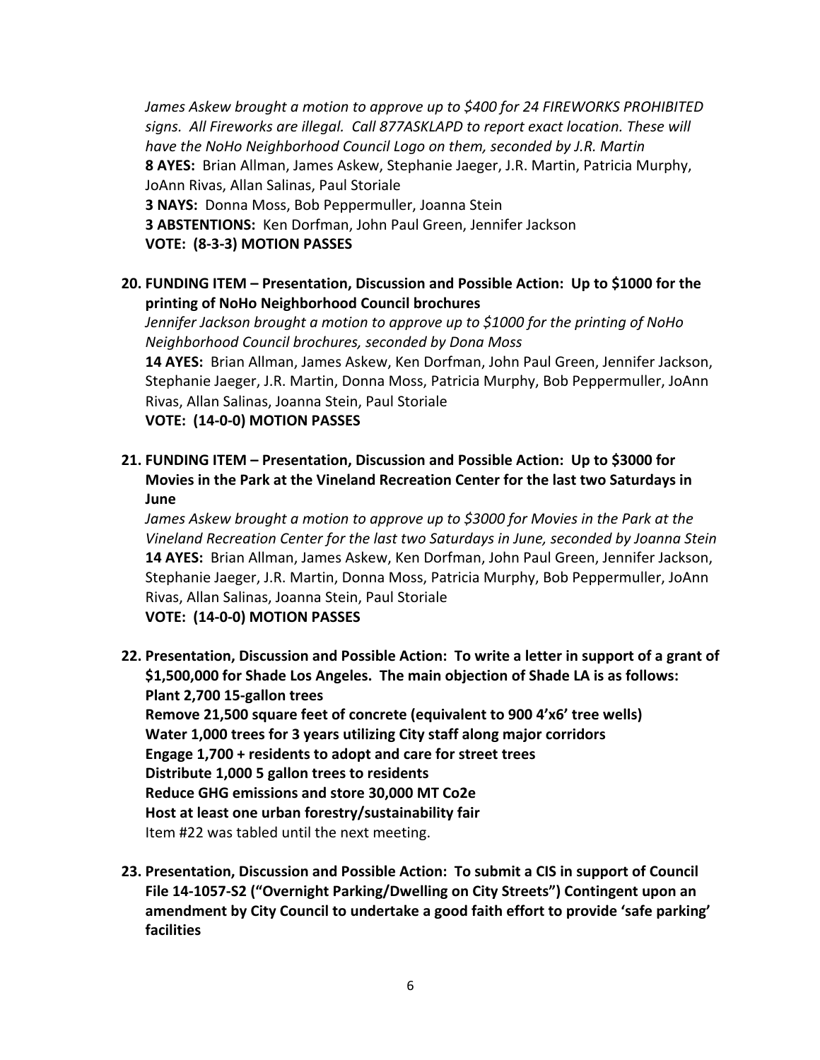*James Askew brought a motion to approve up to $400 for 24 FIREWORKS PROHIBITED signs. All Fireworks are illegal. Call 877ASKLAPD to report exact location. These will have the NoHo Neighborhood Council Logo on them, seconded by J.R. Martin*
**8 AYES:** Brian Allman, James Askew, Stephanie Jaeger, J.R. Martin, Patricia Murphy, JoAnn Rivas, Allan Salinas, Paul Storiale
**3 NAYS:** Donna Moss, Bob Peppermuller, Joanna Stein
**3 ABSTENTIONS:** Ken Dorfman, John Paul Green, Jennifer Jackson
**VOTE: (8-3-3) MOTION PASSES**

**20. FUNDING ITEM – Presentation, Discussion and Possible Action: Up to $1000 for the printing of NoHo Neighborhood Council brochures**
*Jennifer Jackson brought a motion to approve up to $1000 for the printing of NoHo Neighborhood Council brochures, seconded by Dona Moss*
**14 AYES:** Brian Allman, James Askew, Ken Dorfman, John Paul Green, Jennifer Jackson, Stephanie Jaeger, J.R. Martin, Donna Moss, Patricia Murphy, Bob Peppermuller, JoAnn Rivas, Allan Salinas, Joanna Stein, Paul Storiale
**VOTE: (14-0-0) MOTION PASSES**

**21. FUNDING ITEM – Presentation, Discussion and Possible Action: Up to $3000 for Movies in the Park at the Vineland Recreation Center for the last two Saturdays in June**
*James Askew brought a motion to approve up to $3000 for Movies in the Park at the Vineland Recreation Center for the last two Saturdays in June, seconded by Joanna Stein*
**14 AYES:** Brian Allman, James Askew, Ken Dorfman, John Paul Green, Jennifer Jackson, Stephanie Jaeger, J.R. Martin, Donna Moss, Patricia Murphy, Bob Peppermuller, JoAnn Rivas, Allan Salinas, Joanna Stein, Paul Storiale
**VOTE: (14-0-0) MOTION PASSES**

**22. Presentation, Discussion and Possible Action: To write a letter in support of a grant of $1,500,000 for Shade Los Angeles. The main objection of Shade LA is as follows:**
**Plant 2,700 15-gallon trees**
**Remove 21,500 square feet of concrete (equivalent to 900 4'x6' tree wells)**
**Water 1,000 trees for 3 years utilizing City staff along major corridors**
**Engage 1,700 + residents to adopt and care for street trees**
**Distribute 1,000 5 gallon trees to residents**
**Reduce GHG emissions and store 30,000 MT Co2e**
**Host at least one urban forestry/sustainability fair**
Item #22 was tabled until the next meeting.

**23. Presentation, Discussion and Possible Action: To submit a CIS in support of Council File 14-1057-S2 ("Overnight Parking/Dwelling on City Streets") Contingent upon an amendment by City Council to undertake a good faith effort to provide 'safe parking' facilities**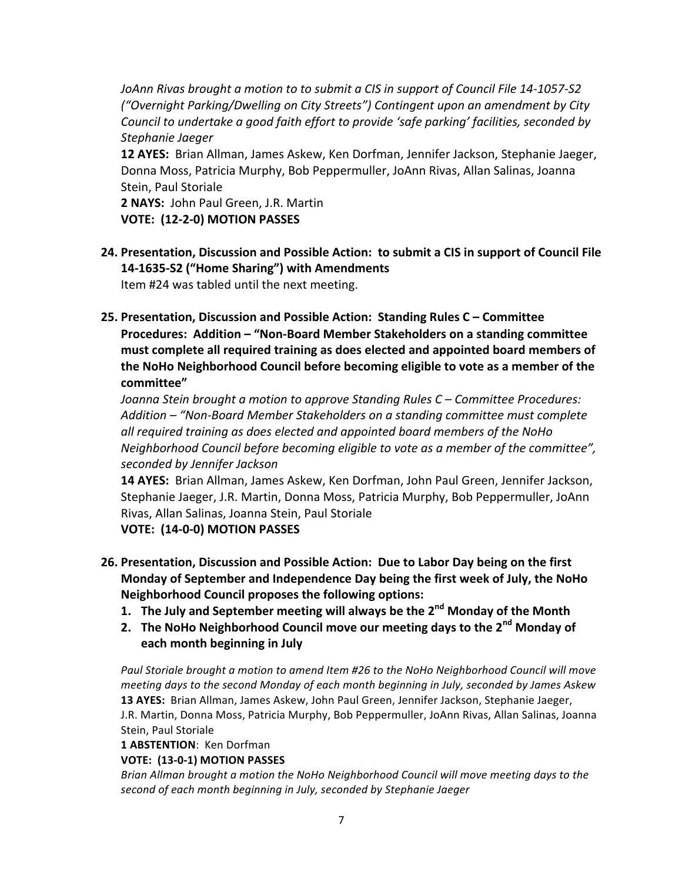*JoAnn Rivas brought a motion to to submit a CIS in support of Council File 14-1057-S2 ("Overnight Parking/Dwelling on City Streets") Contingent upon an amendment by City Council to undertake a good faith effort to provide 'safe parking' facilities, seconded by Stephanie Jaeger*

**12 AYES:** Brian Allman, James Askew, Ken Dorfman, Jennifer Jackson, Stephanie Jaeger, Donna Moss, Patricia Murphy, Bob Peppermuller, JoAnn Rivas, Allan Salinas, Joanna Stein, Paul Storiale

**2 NAYS:** John Paul Green, J.R. Martin

**VOTE: (12-2-0) MOTION PASSES**

**24. Presentation, Discussion and Possible Action: to submit a CIS in support of Council File 14-1635-S2 ("Home Sharing") with Amendments**

Item #24 was tabled until the next meeting.

**25. Presentation, Discussion and Possible Action: Standing Rules C – Committee Procedures: Addition – "Non-Board Member Stakeholders on a standing committee must complete all required training as does elected and appointed board members of the NoHo Neighborhood Council before becoming eligible to vote as a member of the committee"**

*Joanna Stein brought a motion to approve Standing Rules C – Committee Procedures: Addition – "Non-Board Member Stakeholders on a standing committee must complete all required training as does elected and appointed board members of the NoHo Neighborhood Council before becoming eligible to vote as a member of the committee", seconded by Jennifer Jackson*

**14 AYES:** Brian Allman, James Askew, Ken Dorfman, John Paul Green, Jennifer Jackson, Stephanie Jaeger, J.R. Martin, Donna Moss, Patricia Murphy, Bob Peppermuller, JoAnn Rivas, Allan Salinas, Joanna Stein, Paul Storiale

**VOTE: (14-0-0) MOTION PASSES**

**26. Presentation, Discussion and Possible Action: Due to Labor Day being on the first Monday of September and Independence Day being the first week of July, the NoHo Neighborhood Council proposes the following options:**

1. **The July and September meeting will always be the 2nd Monday of the Month**
2. **The NoHo Neighborhood Council move our meeting days to the 2nd Monday of each month beginning in July**

*Paul Storiale brought a motion to amend Item #26 to the NoHo Neighborhood Council will move meeting days to the second Monday of each month beginning in July, seconded by James Askew*

**13 AYES:** Brian Allman, James Askew, John Paul Green, Jennifer Jackson, Stephanie Jaeger, J.R. Martin, Donna Moss, Patricia Murphy, Bob Peppermuller, JoAnn Rivas, Allan Salinas, Joanna Stein, Paul Storiale

**1 ABSTENTION**: Ken Dorfman

**VOTE: (13-0-1) MOTION PASSES**

*Brian Allman brought a motion the NoHo Neighborhood Council will move meeting days to the second of each month beginning in July, seconded by Stephanie Jaeger*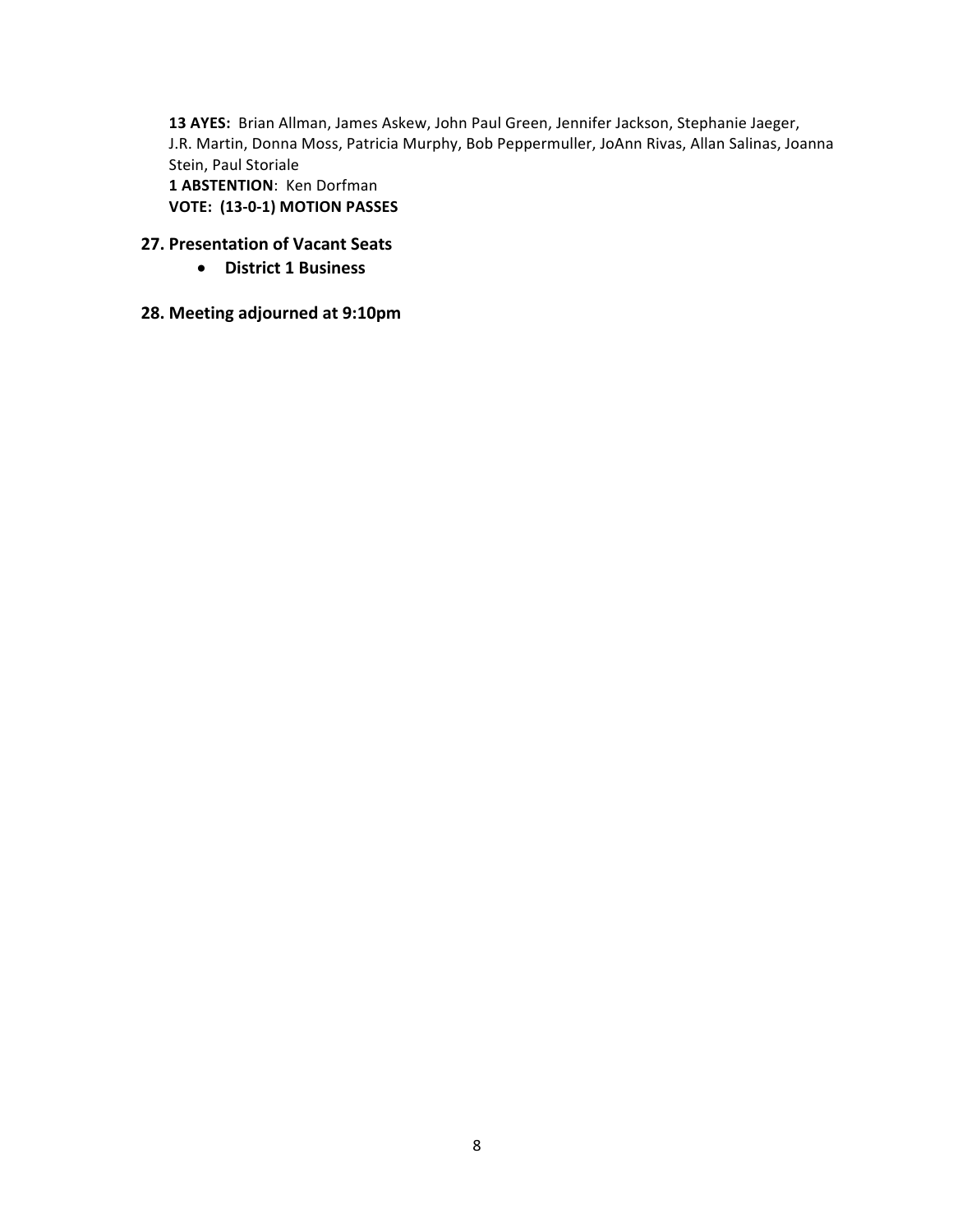**13 AYES:** Brian Allman, James Askew, John Paul Green, Jennifer Jackson, Stephanie Jaeger, J.R. Martin, Donna Moss, Patricia Murphy, Bob Peppermuller, JoAnn Rivas, Allan Salinas, Joanna Stein, Paul Storiale
**1 ABSTENTION**: Ken Dorfman
**VOTE: (13-0-1) MOTION PASSES**

**27. Presentation of Vacant Seats**

- **District 1 Business**

**28. Meeting adjourned at 9:10pm**